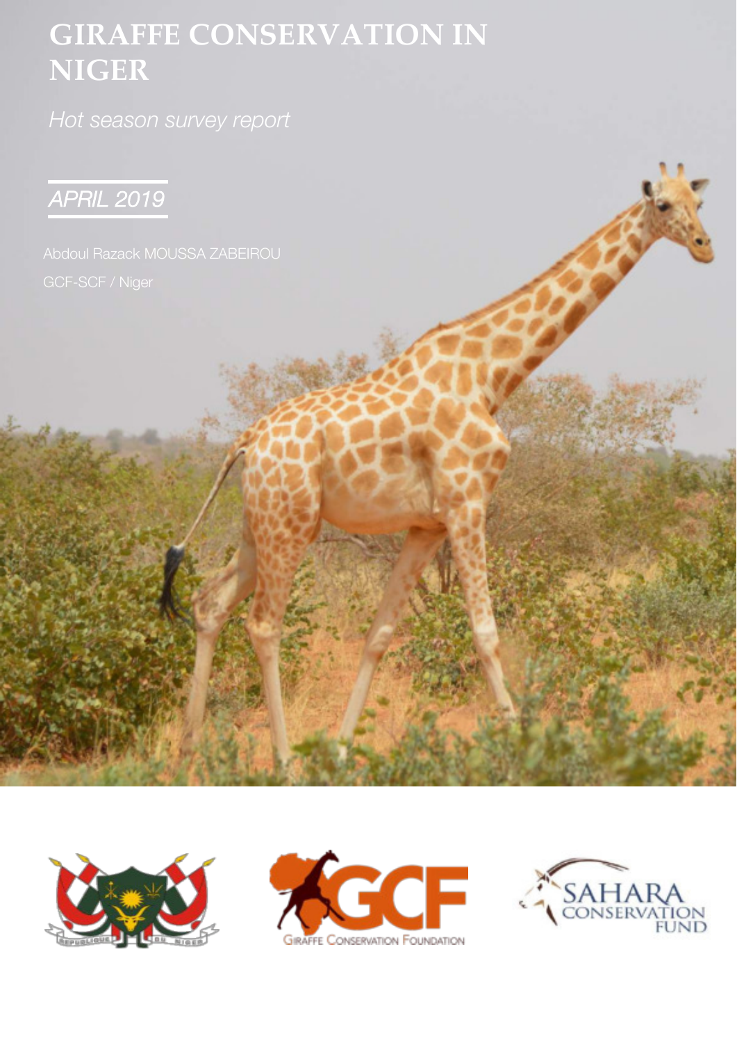# GIRAFFE CONSERVATION IN NIGER

*Hot season survey report*

*APRIL 2019*

Abdoul Razack MOUSSA ZABEIROU

GCF-SCF / Niger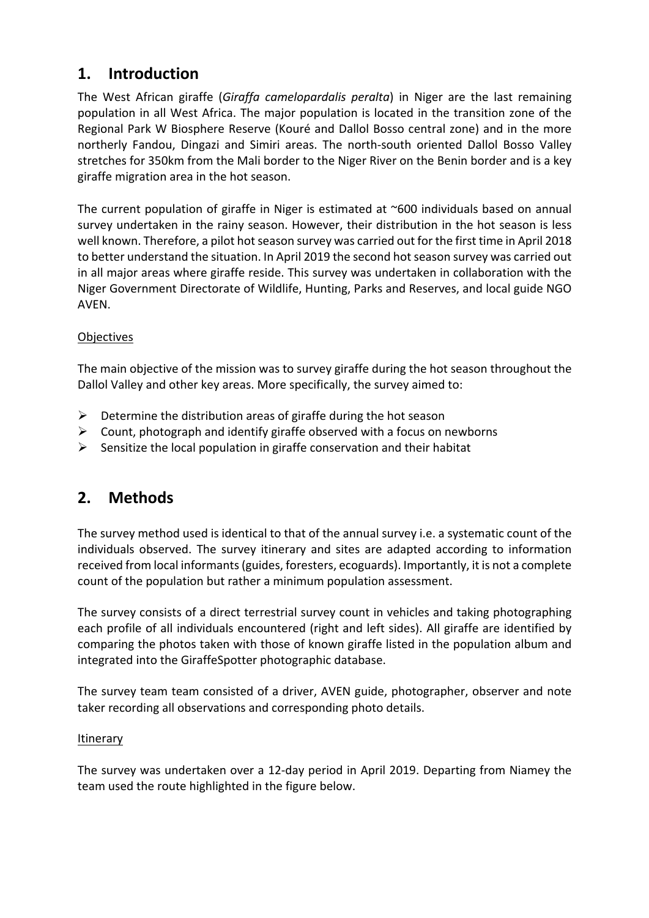## 1. Introduction

The West African giraffe (*Giraffa camelopardalis peralta*) in Niger are the last remaining population in all West Africa. The major population is located in the transition zone of the Regional Park W Biosphere Reserve (Kouré and Dallol Bosso central zone) and in the more northerly Fandou, Dingazi and Simiri areas. The north-south oriented Dallol Bosso Valley stretches for 350km from the Mali border to the Niger River on the Benin border and is a key giraffe migration area in the hot season.

The current population of giraffe in Niger is estimated at ~600 individuals based on annual survey undertaken in the rainy season. However, their distribution in the hot season is less well known. Therefore, a pilot hot season survey was carried out for the first time in April 2018 to better understand the situation. In April 2019 the second hot season survey was carried out in all major areas where giraffe reside. This survey was undertaken in collaboration with the Niger Government Directorate of Wildlife, Hunting, Parks and Reserves, and local guide NGO AVEN.

<u>Objectives</u>

The main objective of the mission was to survey giraffe during the hot season throughout the Dallol Valley and other key areas. More specifically, the survey aimed to:

- Determine the distribution areas of giraffe during the hot season
- Count, photograph and identify giraffe observed with a focus on newborns
- Sensitize the local population in giraffe conservation and their habitat

## 2. Methods

The survey method used is identical to that of the annual survey i.e. a systematic count of the individuals observed. The survey itinerary and sites are adapted according to information received from local informants (guides, foresters, ecoguards). Importantly, it is not a complete count of the population but rather a minimum population assessment.

The survey consists of a direct terrestrial survey count in vehicles and taking photographing each profile of all individuals encountered (right and left sides). All giraffe are identified by comparing the photos taken with those of known giraffe listed in the population album and integrated into the GiraffeSpotter photographic database.

The survey team team consisted of a driver, AVEN guide, photographer, observer and note taker recording all observations and corresponding photo details.

<u>Itinerary</u>

The survey was undertaken over a 12-day period in April 2019. Departing from Niamey the team used the route highlighted in the figure below.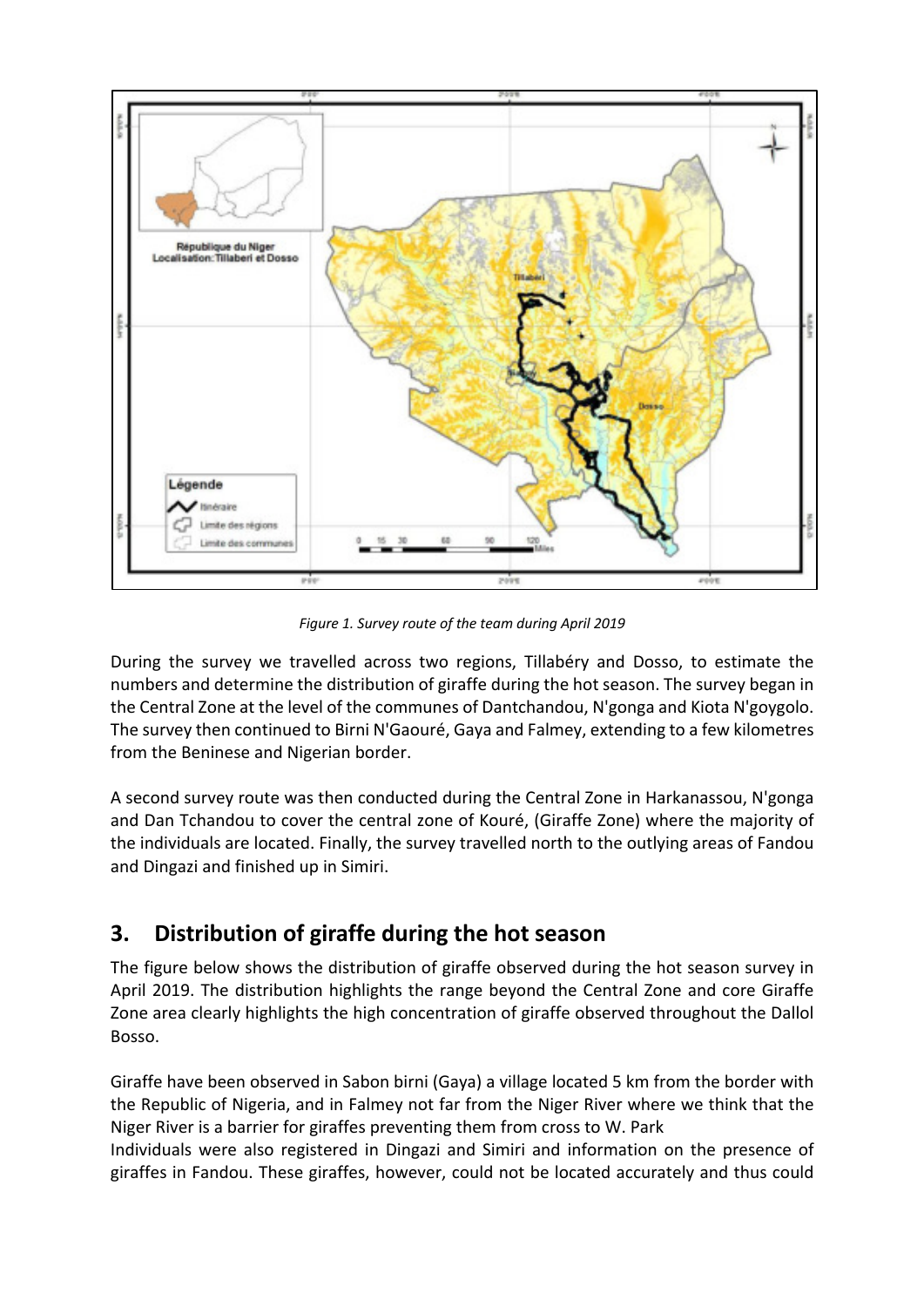*Figure 1. Survey route of the team during April 2019*

During the survey we travelled across two regions, Tillabéry and Dosso, to estimate the numbers and determine the distribution of giraffe during the hot season. The survey began in the Central Zone at the level of the communes of Dantchandou, N'gonga and Kiota N'goygolo. The survey then continued to Birni N'Gaouré, Gaya and Falmey, extending to a few kilometres from the Beninese and Nigerian border.

A second survey route was then conducted during the Central Zone in Harkanassou, N'gonga and Dan Tchandou to cover the central zone of Kouré, (Giraffe Zone) where the majority of the individuals are located. Finally, the survey travelled north to the outlying areas of Fandou and Dingazi and finished up in Simiri.

## 3. Distribution of giraffe during the hot season

The figure below shows the distribution of giraffe observed during the hot season survey in April 2019. The distribution highlights the range beyond the Central Zone and core Giraffe Zone area clearly highlights the high concentration of giraffe observed throughout the Dallol Bosso.

Giraffe have been observed in Sabon birni (Gaya) a village located 5 km from the border with the Republic of Nigeria, and in Falmey not far from the Niger River where we think that the Niger River is a barrier for giraffes preventing them from cross to W. Park
Individuals were also registered in Dingazi and Simiri and information on the presence of giraffes in Fandou. These giraffes, however, could not be located accurately and thus could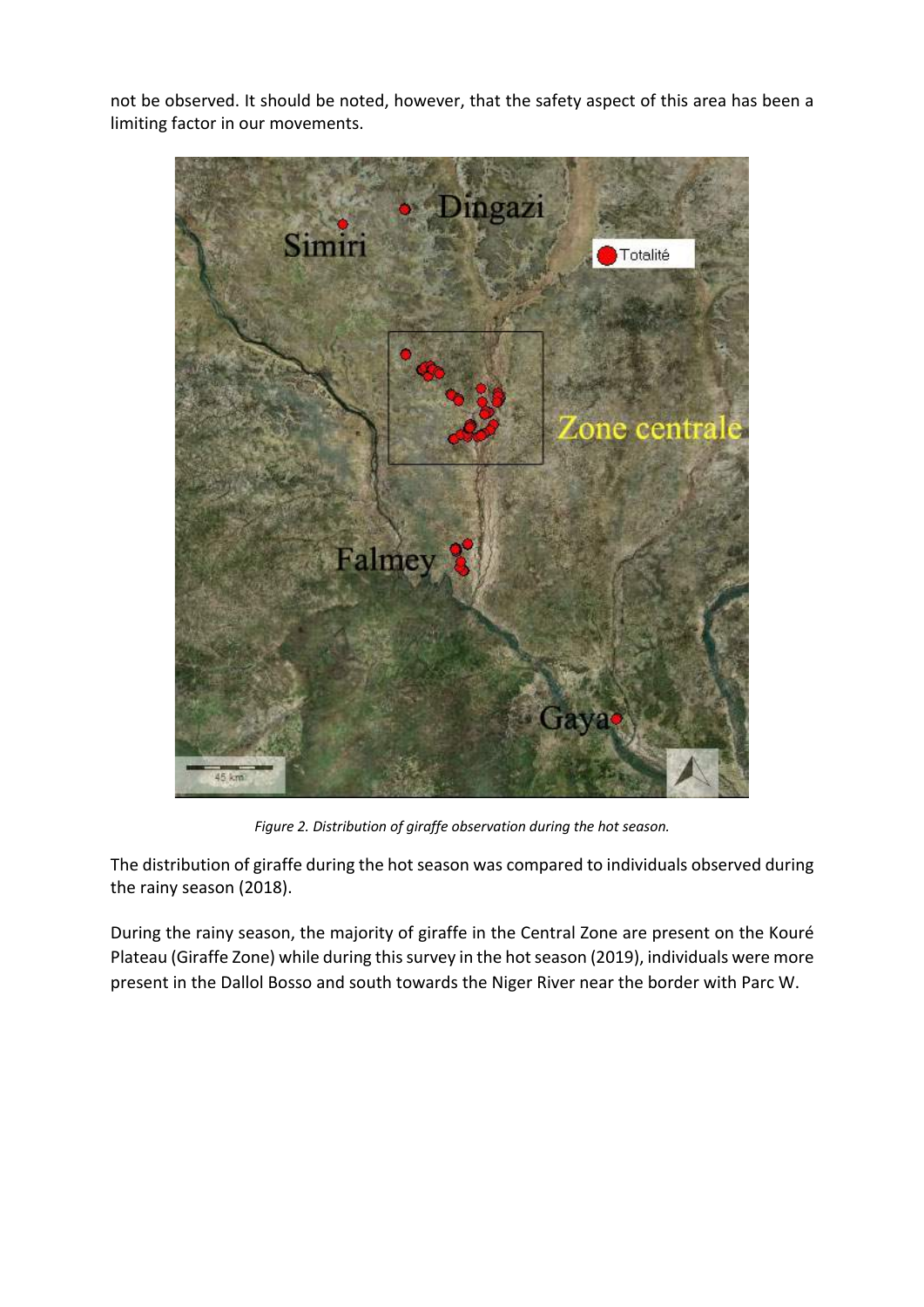not be observed. It should be noted, however, that the safety aspect of this area has been a limiting factor in our movements.

*Figure 2. Distribution of giraffe observation during the hot season.*

The distribution of giraffe during the hot season was compared to individuals observed during the rainy season (2018).

During the rainy season, the majority of giraffe in the Central Zone are present on the Kouré Plateau (Giraffe Zone) while during this survey in the hot season (2019), individuals were more present in the Dallol Bosso and south towards the Niger River near the border with Parc W.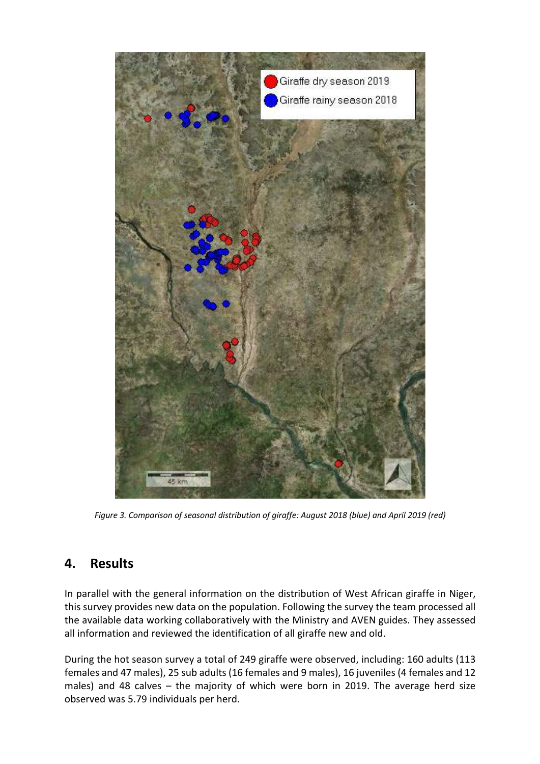*Figure 3. Comparison of seasonal distribution of giraffe: August 2018 (blue) and April 2019 (red)*

## 4. Results

In parallel with the general information on the distribution of West African giraffe in Niger, this survey provides new data on the population. Following the survey the team processed all the available data working collaboratively with the Ministry and AVEN guides. They assessed all information and reviewed the identification of all giraffe new and old.

During the hot season survey a total of 249 giraffe were observed, including: 160 adults (113 females and 47 males), 25 sub adults (16 females and 9 males), 16 juveniles (4 females and 12 males) and 48 calves – the majority of which were born in 2019. The average herd size observed was 5.79 individuals per herd.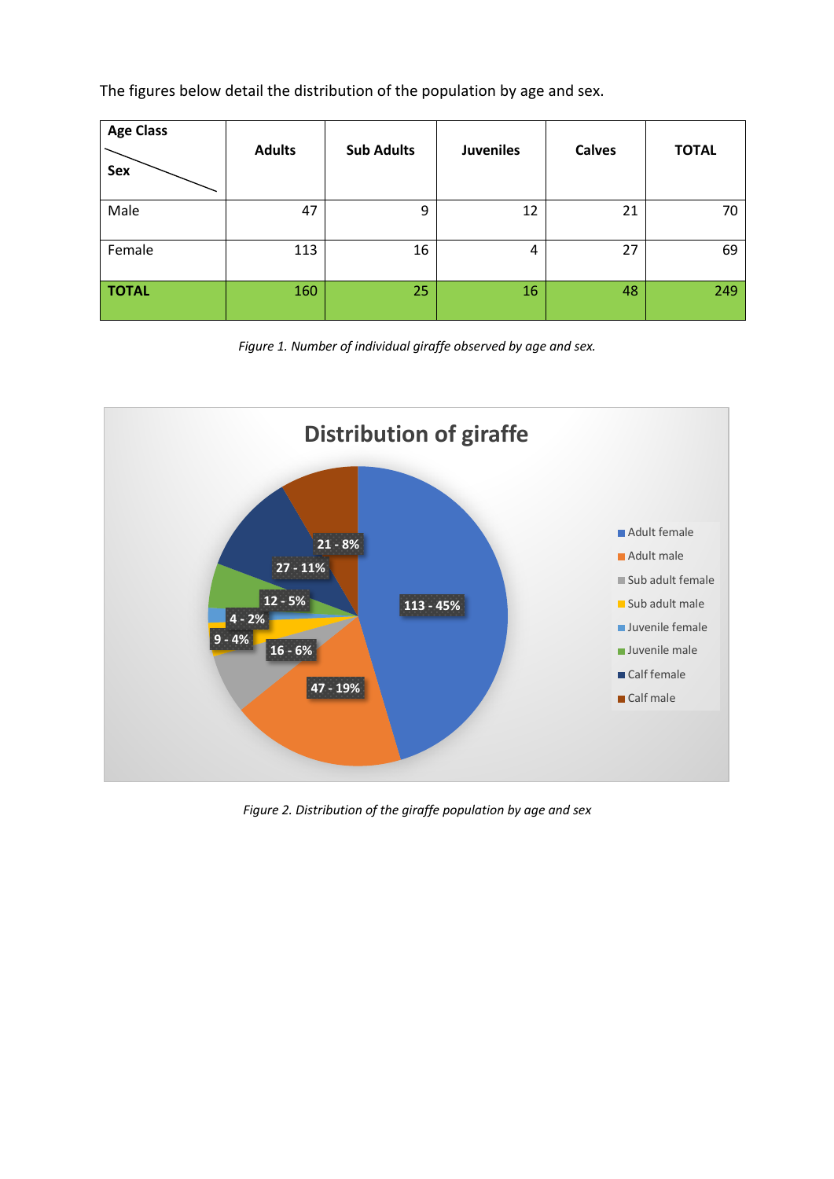The figures below detail the distribution of the population by age and sex.

| Age Class / Sex | Adults | Sub Adults | Juveniles | Calves | TOTAL |
|---|---|---|---|---|---|
| Male | 47 | 9 | 12 | 21 | 70 |
| Female | 113 | 16 | 4 | 27 | 69 |
| **TOTAL** | 160 | 25 | 16 | 48 | 249 |

*Figure 1. Number of individual giraffe observed by age and sex.*

*Figure 2. Distribution of the giraffe population by age and sex*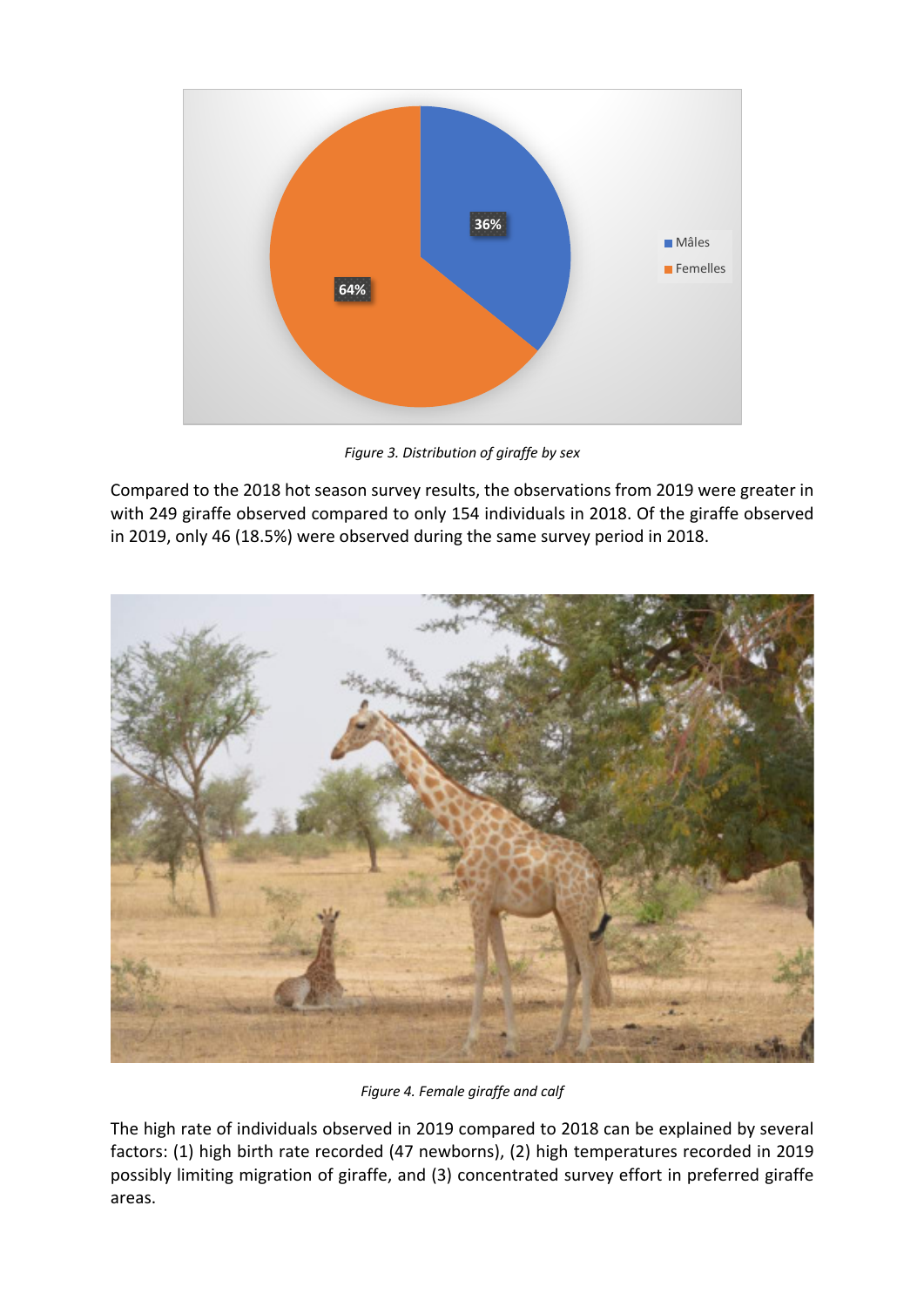*Figure 3. Distribution of giraffe by sex*

Compared to the 2018 hot season survey results, the observations from 2019 were greater in with 249 giraffe observed compared to only 154 individuals in 2018. Of the giraffe observed in 2019, only 46 (18.5%) were observed during the same survey period in 2018.

*Figure 4. Female giraffe and calf*

The high rate of individuals observed in 2019 compared to 2018 can be explained by several factors: (1) high birth rate recorded (47 newborns), (2) high temperatures recorded in 2019 possibly limiting migration of giraffe, and (3) concentrated survey effort in preferred giraffe areas.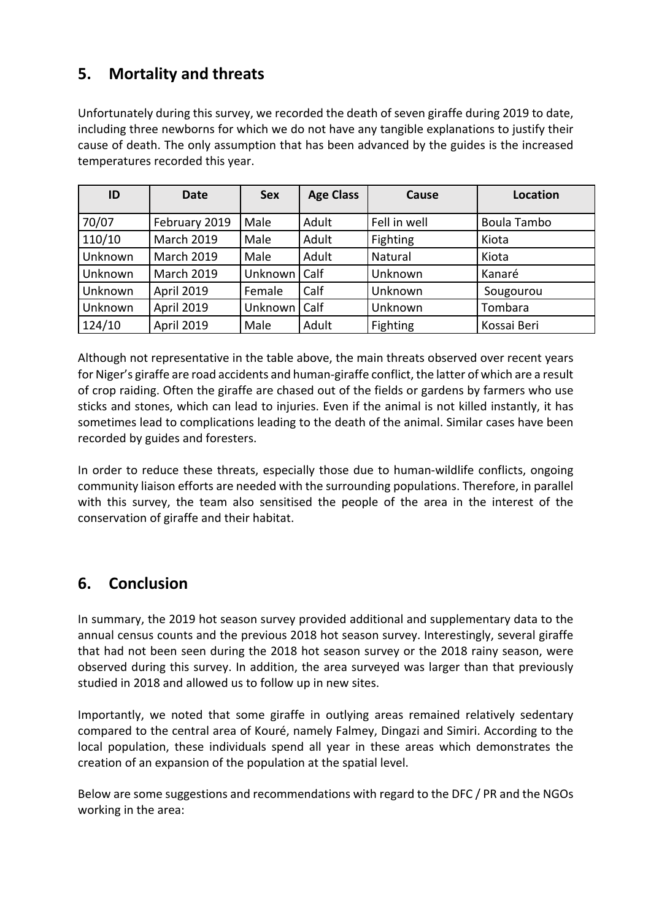## 5. Mortality and threats

Unfortunately during this survey, we recorded the death of seven giraffe during 2019 to date, including three newborns for which we do not have any tangible explanations to justify their cause of death. The only assumption that has been advanced by the guides is the increased temperatures recorded this year.

| ID | Date | Sex | Age Class | Cause | Location |
|---|---|---|---|---|---|
| 70/07 | February 2019 | Male | Adult | Fell in well | Boula Tambo |
| 110/10 | March 2019 | Male | Adult | Fighting | Kiota |
| Unknown | March 2019 | Male | Adult | Natural | Kiota |
| Unknown | March 2019 | Unknown | Calf | Unknown | Kanaré |
| Unknown | April 2019 | Female | Calf | Unknown | Sougourou |
| Unknown | April 2019 | Unknown | Calf | Unknown | Tombara |
| 124/10 | April 2019 | Male | Adult | Fighting | Kossai Beri |

Although not representative in the table above, the main threats observed over recent years for Niger's giraffe are road accidents and human-giraffe conflict, the latter of which are a result of crop raiding. Often the giraffe are chased out of the fields or gardens by farmers who use sticks and stones, which can lead to injuries. Even if the animal is not killed instantly, it has sometimes lead to complications leading to the death of the animal. Similar cases have been recorded by guides and foresters.

In order to reduce these threats, especially those due to human-wildlife conflicts, ongoing community liaison efforts are needed with the surrounding populations. Therefore, in parallel with this survey, the team also sensitised the people of the area in the interest of the conservation of giraffe and their habitat.

## 6. Conclusion

In summary, the 2019 hot season survey provided additional and supplementary data to the annual census counts and the previous 2018 hot season survey. Interestingly, several giraffe that had not been seen during the 2018 hot season survey or the 2018 rainy season, were observed during this survey. In addition, the area surveyed was larger than that previously studied in 2018 and allowed us to follow up in new sites.

Importantly, we noted that some giraffe in outlying areas remained relatively sedentary compared to the central area of Kouré, namely Falmey, Dingazi and Simiri. According to the local population, these individuals spend all year in these areas which demonstrates the creation of an expansion of the population at the spatial level.

Below are some suggestions and recommendations with regard to the DFC / PR and the NGOs working in the area: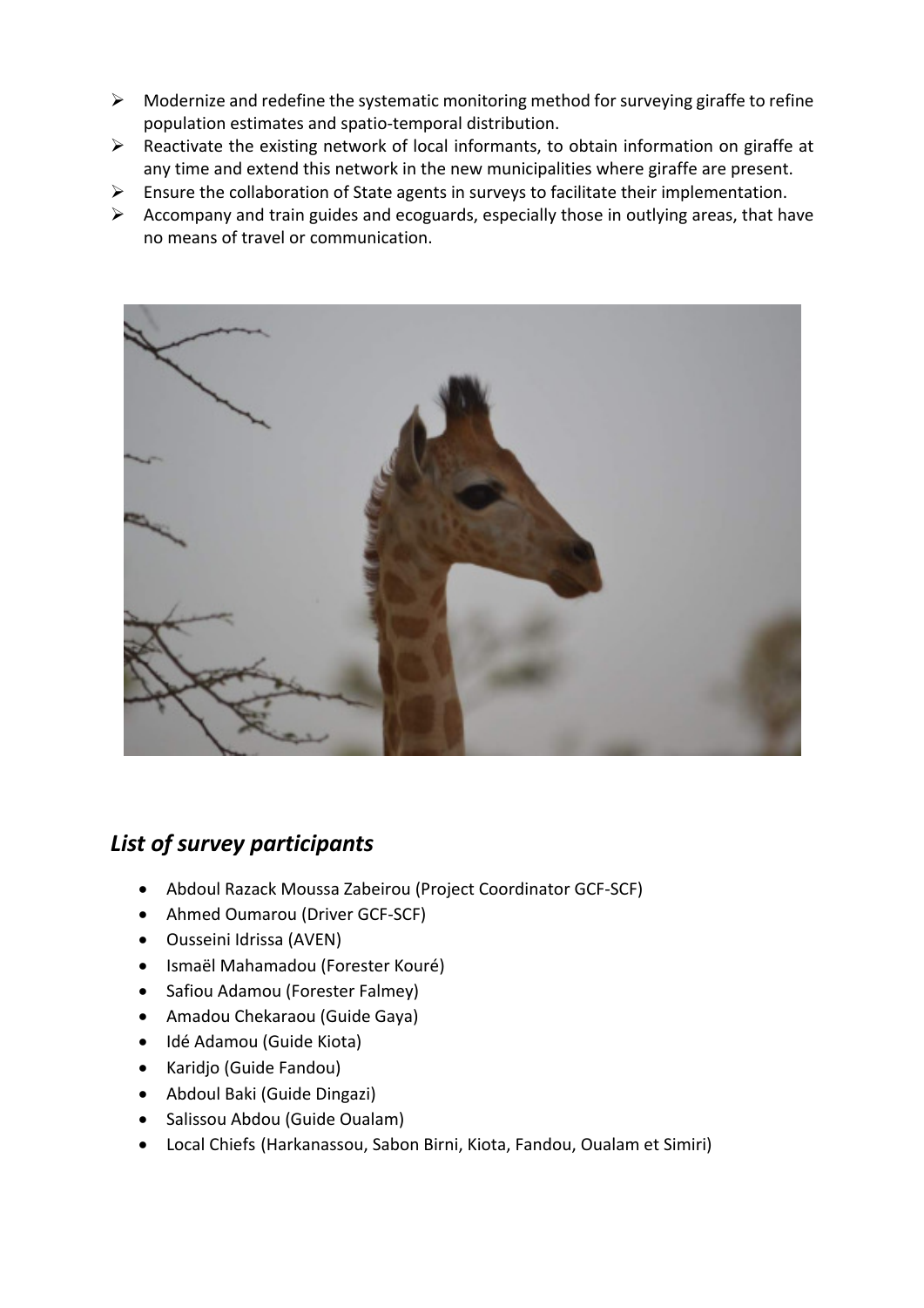- Modernize and redefine the systematic monitoring method for surveying giraffe to refine population estimates and spatio-temporal distribution.
- Reactivate the existing network of local informants, to obtain information on giraffe at any time and extend this network in the new municipalities where giraffe are present.
- Ensure the collaboration of State agents in surveys to facilitate their implementation.
- Accompany and train guides and ecoguards, especially those in outlying areas, that have no means of travel or communication.

## *List of survey participants*

- Abdoul Razack Moussa Zabeirou (Project Coordinator GCF-SCF)
- Ahmed Oumarou (Driver GCF-SCF)
- Ousseini Idrissa (AVEN)
- Ismaël Mahamadou (Forester Kouré)
- Safiou Adamou (Forester Falmey)
- Amadou Chekaraou (Guide Gaya)
- Idé Adamou (Guide Kiota)
- Karidjo (Guide Fandou)
- Abdoul Baki (Guide Dingazi)
- Salissou Abdou (Guide Oualam)
- Local Chiefs (Harkanassou, Sabon Birni, Kiota, Fandou, Oualam et Simiri)